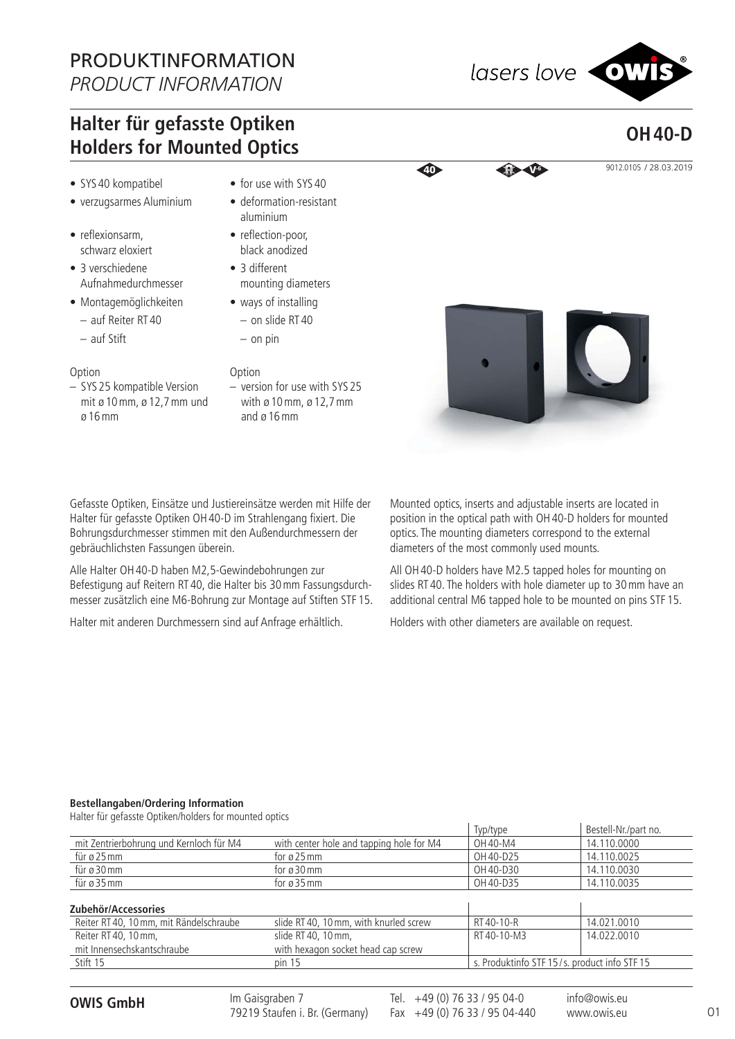# PRODUKTINFORMATION
*PRODUCT INFORMATION*

## Halter für gefasste Optiken
## Holders for Mounted Optics

**OH 40-D**

9012.0105 / 28.03.2019

- SYS 40 kompatibel
- verzugsarmes Aluminium
- reflexionsarm, schwarz eloxiert
- 3 verschiedene Aufnahmedurchmesser
- Montagemöglichkeiten
  - auf Reiter RT 40
  - auf Stift

Option
- SYS 25 kompatible Version mit ø 10 mm, ø 12,7 mm und ø 16 mm

- for use with SYS 40
- deformation-resistant aluminium
- reflection-poor, black anodized
- 3 different mounting diameters
- ways of installing
  - on slide RT 40
  - on pin

Option
- version for use with SYS 25 with ø 10 mm, ø 12,7 mm and ø 16 mm

Gefasste Optiken, Einsätze und Justiereinsätze werden mit Hilfe der Halter für gefasste Optiken OH 40-D im Strahlengang fixiert. Die Bohrungsdurchmesser stimmen mit den Außendurchmessern der gebräuchlichsten Fassungen überein.

Alle Halter OH 40-D haben M2,5-Gewindebohrungen zur Befestigung auf Reitern RT 40, die Halter bis 30 mm Fassungsdurchmesser zusätzlich eine M6-Bohrung zur Montage auf Stiften STF 15.

Halter mit anderen Durchmessern sind auf Anfrage erhältlich.

Mounted optics, inserts and adjustable inserts are located in position in the optical path with OH 40-D holders for mounted optics. The mounting diameters correspond to the external diameters of the most commonly used mounts.

All OH 40-D holders have M2.5 tapped holes for mounting on slides RT 40. The holders with hole diameter up to 30 mm have an additional central M6 tapped hole to be mounted on pins STF 15.

Holders with other diameters are available on request.

**Bestellangaben/Ordering Information**

Halter für gefasste Optiken/holders for mounted optics

| | | Typ/type | Bestell-Nr./part no. |
|---|---|---|---|
| mit Zentrierbohrung und Kernloch für M4 | with center hole and tapping hole for M4 | OH 40-M4 | 14.110.0000 |
| für ø 25 mm | for ø 25 mm | OH 40-D25 | 14.110.0025 |
| für ø 30 mm | for ø 30 mm | OH 40-D30 | 14.110.0030 |
| für ø 35 mm | for ø 35 mm | OH 40-D35 | 14.110.0035 |

**Zubehör/Accessories**

| | | | |
|---|---|---|---|
| Reiter RT 40, 10 mm, mit Rändelschraube | slide RT 40, 10 mm, with knurled screw | RT 40-10-R | 14.021.0010 |
| Reiter RT 40, 10 mm, mit Innensechskantschraube | slide RT 40, 10 mm, with hexagon socket head cap screw | RT 40-10-M3 | 14.022.0010 |
| Stift 15 | pin 15 | s. Produktinfo STF 15 / s. product info STF 15 | |

**OWIS GmbH** Im Gaisgraben 7, 79219 Staufen i. Br. (Germany) Tel. +49 (0) 76 33 / 95 04-0 Fax +49 (0) 76 33 / 95 04-440 info@owis.eu www.owis.eu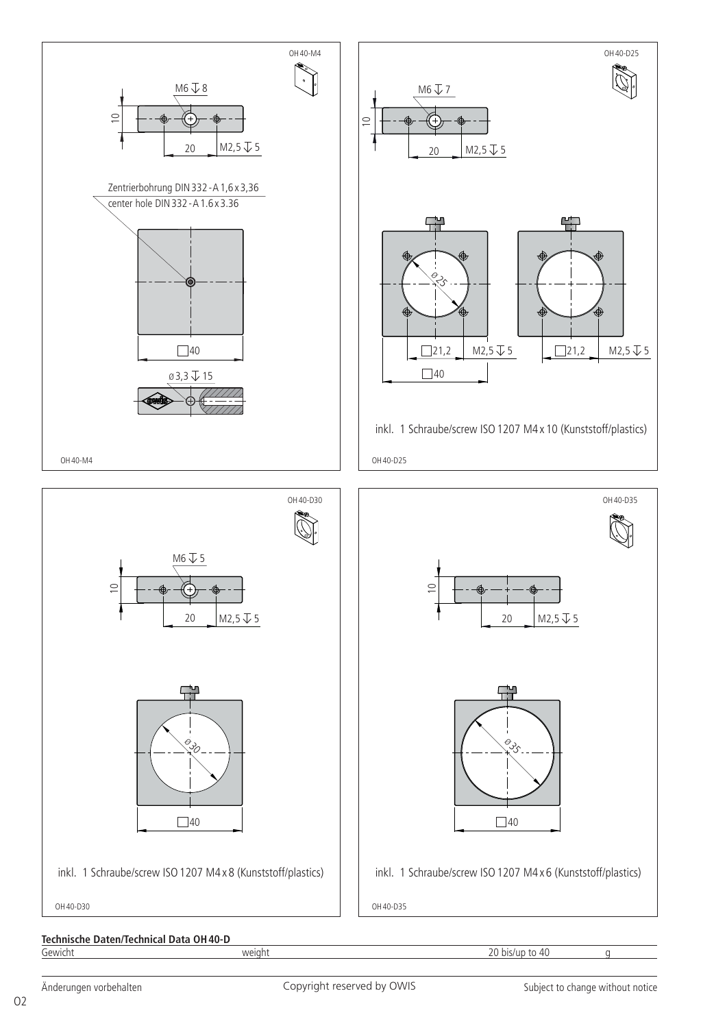OH 40-M4

M6 ↧ 8

10

20

M2,5 ↧ 5

Zentrierbohrung DIN 332 - A 1,6 x 3,36
center hole DIN 332 - A 1.6 x 3.36

□40

ø 3,3 ↧ 15

OH 40-M4

OH 40-D25

M6 ↧ 7

10

20

M2,5 ↧ 5

ø 25

□21,2

M2,5 ↧ 5

□21,2

M2,5 ↧ 5

□40

inkl. 1 Schraube/screw ISO 1207 M4 x 10 (Kunststoff/plastics)

OH 40-D25

OH 40-D30

M6 ↧ 5

10

20

M2,5 ↧ 5

ø 30

□40

inkl. 1 Schraube/screw ISO 1207 M4 x 8 (Kunststoff/plastics)

OH 40-D30

OH 40-D35

10

20

M2,5 ↧ 5

ø 35

□40

inkl. 1 Schraube/screw ISO 1207 M4 x 6 (Kunststoff/plastics)

OH 40-D35

**Technische Daten/Technical Data OH 40-D**

| | | | |
|---|---|---|---|
| Gewicht | weight | 20 bis/up to 40 | g |

Änderungen vorbehalten | Copyright reserved by OWIS | Subject to change without notice